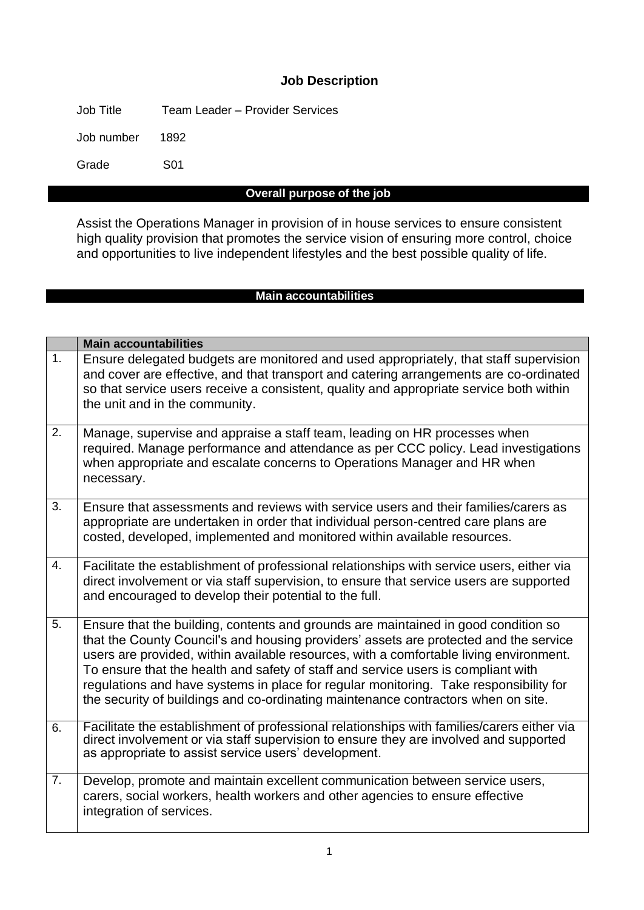# Job Description

Job Title Team Leader – Provider Services

Job number 1892

Grade S01

## Overall purpose of the job

Assist the Operations Manager in provision of in house services to ensure consistent high quality provision that promotes the service vision of ensuring more control, choice and opportunities to live independent lifestyles and the best possible quality of life.

## Main accountabilities

| | Main accountabilities |
|---|---|
| 1. | Ensure delegated budgets are monitored and used appropriately, that staff supervision and cover are effective, and that transport and catering arrangements are co-ordinated so that service users receive a consistent, quality and appropriate service both within the unit and in the community. |
| 2. | Manage, supervise and appraise a staff team, leading on HR processes when required. Manage performance and attendance as per CCC policy. Lead investigations when appropriate and escalate concerns to Operations Manager and HR when necessary. |
| 3. | Ensure that assessments and reviews with service users and their families/carers as appropriate are undertaken in order that individual person-centred care plans are costed, developed, implemented and monitored within available resources. |
| 4. | Facilitate the establishment of professional relationships with service users, either via direct involvement or via staff supervision, to ensure that service users are supported and encouraged to develop their potential to the full. |
| 5. | Ensure that the building, contents and grounds are maintained in good condition so that the County Council's and housing providers' assets are protected and the service users are provided, within available resources, with a comfortable living environment. To ensure that the health and safety of staff and service users is compliant with regulations and have systems in place for regular monitoring. Take responsibility for the security of buildings and co-ordinating maintenance contractors when on site. |
| 6. | Facilitate the establishment of professional relationships with families/carers either via direct involvement or via staff supervision to ensure they are involved and supported as appropriate to assist service users' development. |
| 7. | Develop, promote and maintain excellent communication between service users, carers, social workers, health workers and other agencies to ensure effective integration of services. |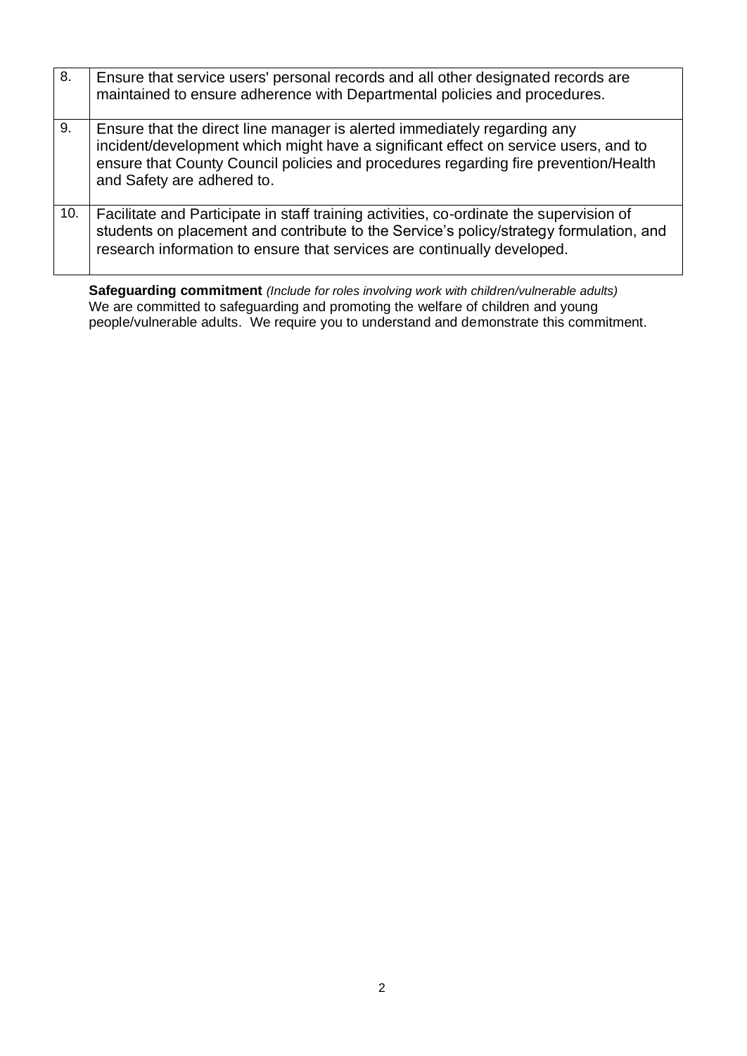| | |
|---|---|
| 8. | Ensure that service users' personal records and all other designated records are maintained to ensure adherence with Departmental policies and procedures. |
| 9. | Ensure that the direct line manager is alerted immediately regarding any incident/development which might have a significant effect on service users, and to ensure that County Council policies and procedures regarding fire prevention/Health and Safety are adhered to. |
| 10. | Facilitate and Participate in staff training activities, co-ordinate the supervision of students on placement and contribute to the Service's policy/strategy formulation, and research information to ensure that services are continually developed. |

**Safeguarding commitment** *(Include for roles involving work with children/vulnerable adults)*
We are committed to safeguarding and promoting the welfare of children and young people/vulnerable adults. We require you to understand and demonstrate this commitment.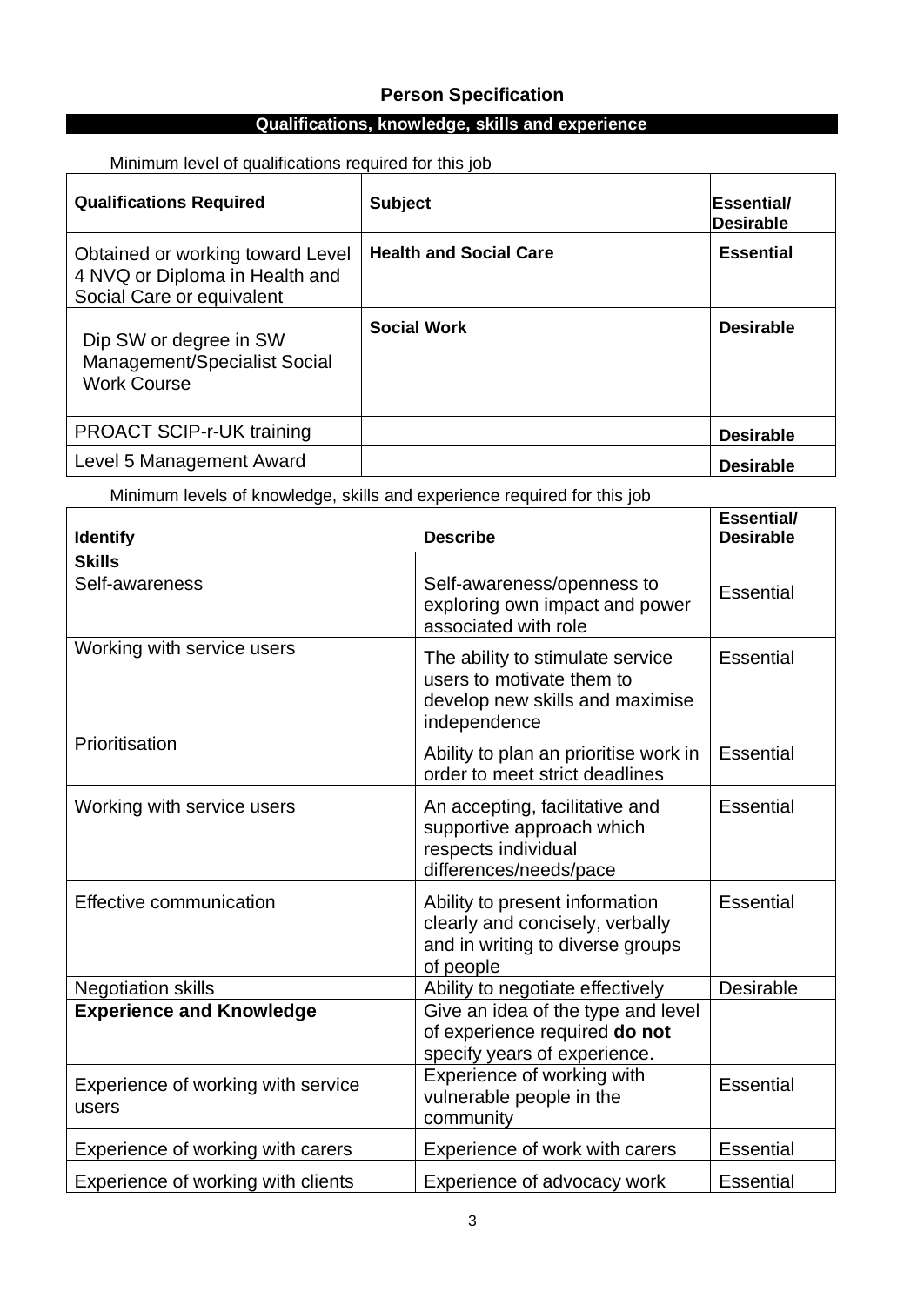## Person Specification

### Qualifications, knowledge, skills and experience

Minimum level of qualifications required for this job

| Qualifications Required | Subject | Essential/ Desirable |
|---|---|---|
| Obtained or working toward Level 4 NVQ or Diploma in Health and Social Care or equivalent | **Health and Social Care** | **Essential** |
| Dip SW or degree in SW Management/Specialist Social Work Course | **Social Work** | **Desirable** |
| PROACT SCIP-r-UK training | | **Desirable** |
| Level 5 Management Award | | **Desirable** |

Minimum levels of knowledge, skills and experience required for this job

| Identify | Describe | Essential/ Desirable |
|---|---|---|
| **Skills** | | |
| Self-awareness | Self-awareness/openness to exploring own impact and power associated with role | Essential |
| Working with service users | The ability to stimulate service users to motivate them to develop new skills and maximise independence | Essential |
| Prioritisation | Ability to plan an prioritise work in order to meet strict deadlines | Essential |
| Working with service users | An accepting, facilitative and supportive approach which respects individual differences/needs/pace | Essential |
| Effective communication | Ability to present information clearly and concisely, verbally and in writing to diverse groups of people | Essential |
| Negotiation skills | Ability to negotiate effectively | Desirable |
| **Experience and Knowledge** | Give an idea of the type and level of experience required **do not** specify years of experience. | |
| Experience of working with service users | Experience of working with vulnerable people in the community | Essential |
| Experience of working with carers | Experience of work with carers | Essential |
| Experience of working with clients | Experience of advocacy work | Essential |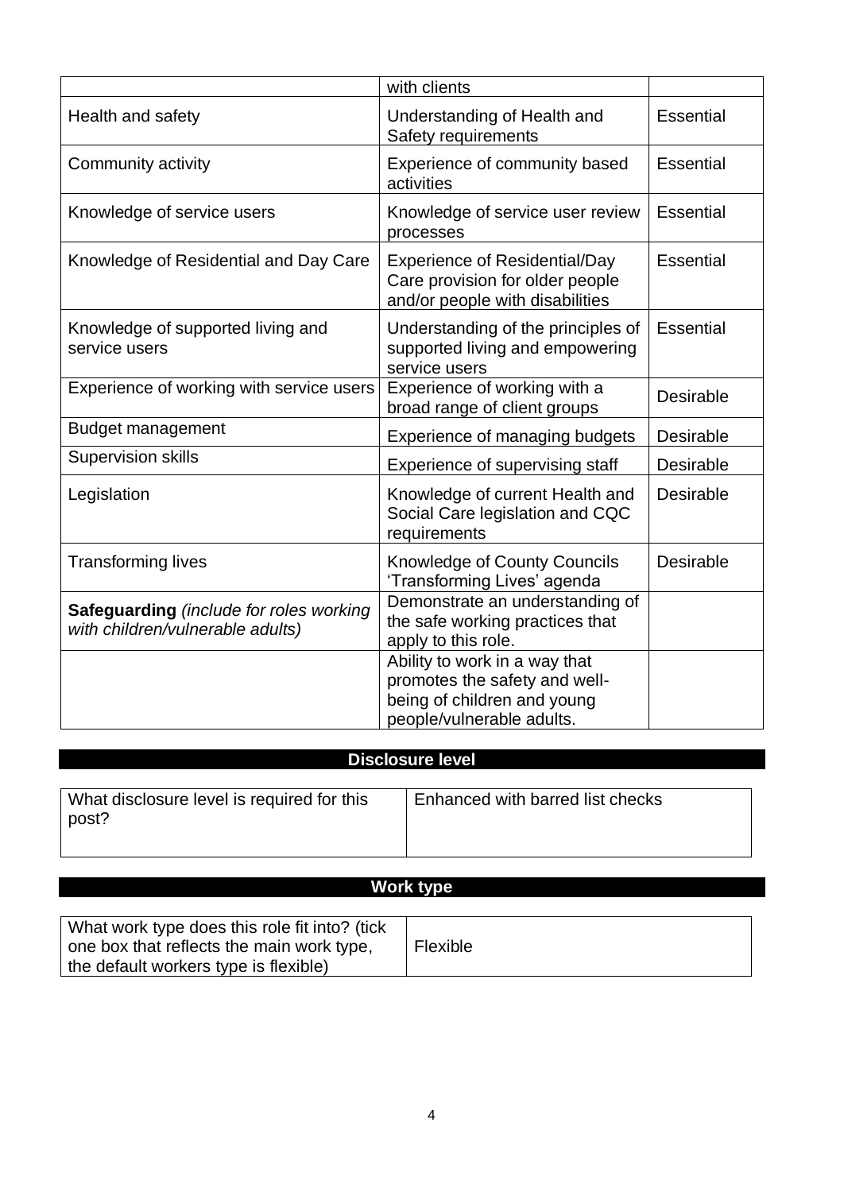| | | |
|---|---|---|
| | with clients | |
| Health and safety | Understanding of Health and Safety requirements | Essential |
| Community activity | Experience of community based activities | Essential |
| Knowledge of service users | Knowledge of service user review processes | Essential |
| Knowledge of Residential and Day Care | Experience of Residential/Day Care provision for older people and/or people with disabilities | Essential |
| Knowledge of supported living and service users | Understanding of the principles of supported living and empowering service users | Essential |
| Experience of working with service users | Experience of working with a broad range of client groups | Desirable |
| Budget management | Experience of managing budgets | Desirable |
| Supervision skills | Experience of supervising staff | Desirable |
| Legislation | Knowledge of current Health and Social Care legislation and CQC requirements | Desirable |
| Transforming lives | Knowledge of County Councils 'Transforming Lives' agenda | Desirable |
| **Safeguarding** *(include for roles working with children/vulnerable adults)* | Demonstrate an understanding of the safe working practices that apply to this role. | |
| | Ability to work in a way that promotes the safety and well-being of children and young people/vulnerable adults. | |

## Disclosure level

| | |
|---|---|
| What disclosure level is required for this post? | Enhanced with barred list checks |

## Work type

| | |
|---|---|
| What work type does this role fit into? (tick one box that reflects the main work type, the default workers type is flexible) | Flexible |